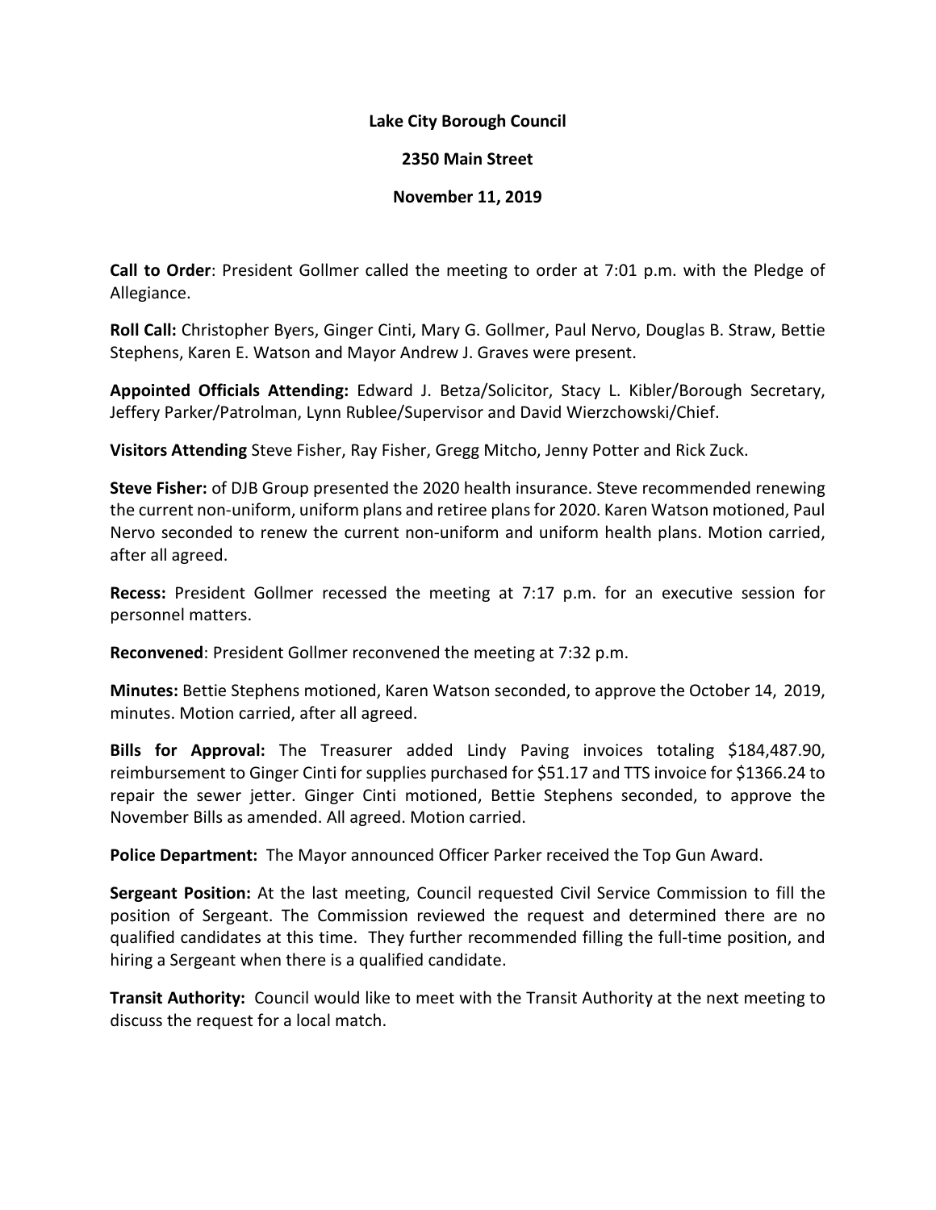**Lake City Borough Council**

**2350 Main Street**

**November 11, 2019**

**Call to Order**: President Gollmer called the meeting to order at 7:01 p.m. with the Pledge of Allegiance.

**Roll Call:** Christopher Byers, Ginger Cinti, Mary G. Gollmer, Paul Nervo, Douglas B. Straw, Bettie Stephens, Karen E. Watson and Mayor Andrew J. Graves were present.

**Appointed Officials Attending:** Edward J. Betza/Solicitor, Stacy L. Kibler/Borough Secretary, Jeffery Parker/Patrolman, Lynn Rublee/Supervisor and David Wierzchowski/Chief.

**Visitors Attending** Steve Fisher, Ray Fisher, Gregg Mitcho, Jenny Potter and Rick Zuck.

**Steve Fisher:** of DJB Group presented the 2020 health insurance. Steve recommended renewing the current non-uniform, uniform plans and retiree plans for 2020. Karen Watson motioned, Paul Nervo seconded to renew the current non-uniform and uniform health plans. Motion carried, after all agreed.

**Recess:** President Gollmer recessed the meeting at 7:17 p.m. for an executive session for personnel matters.

**Reconvened**: President Gollmer reconvened the meeting at 7:32 p.m.

**Minutes:** Bettie Stephens motioned, Karen Watson seconded, to approve the October 14, 2019, minutes. Motion carried, after all agreed.

**Bills for Approval:** The Treasurer added Lindy Paving invoices totaling $184,487.90, reimbursement to Ginger Cinti for supplies purchased for $51.17 and TTS invoice for $1366.24 to repair the sewer jetter. Ginger Cinti motioned, Bettie Stephens seconded, to approve the November Bills as amended. All agreed. Motion carried.

**Police Department:** The Mayor announced Officer Parker received the Top Gun Award.

**Sergeant Position:** At the last meeting, Council requested Civil Service Commission to fill the position of Sergeant. The Commission reviewed the request and determined there are no qualified candidates at this time. They further recommended filling the full-time position, and hiring a Sergeant when there is a qualified candidate.

**Transit Authority:** Council would like to meet with the Transit Authority at the next meeting to discuss the request for a local match.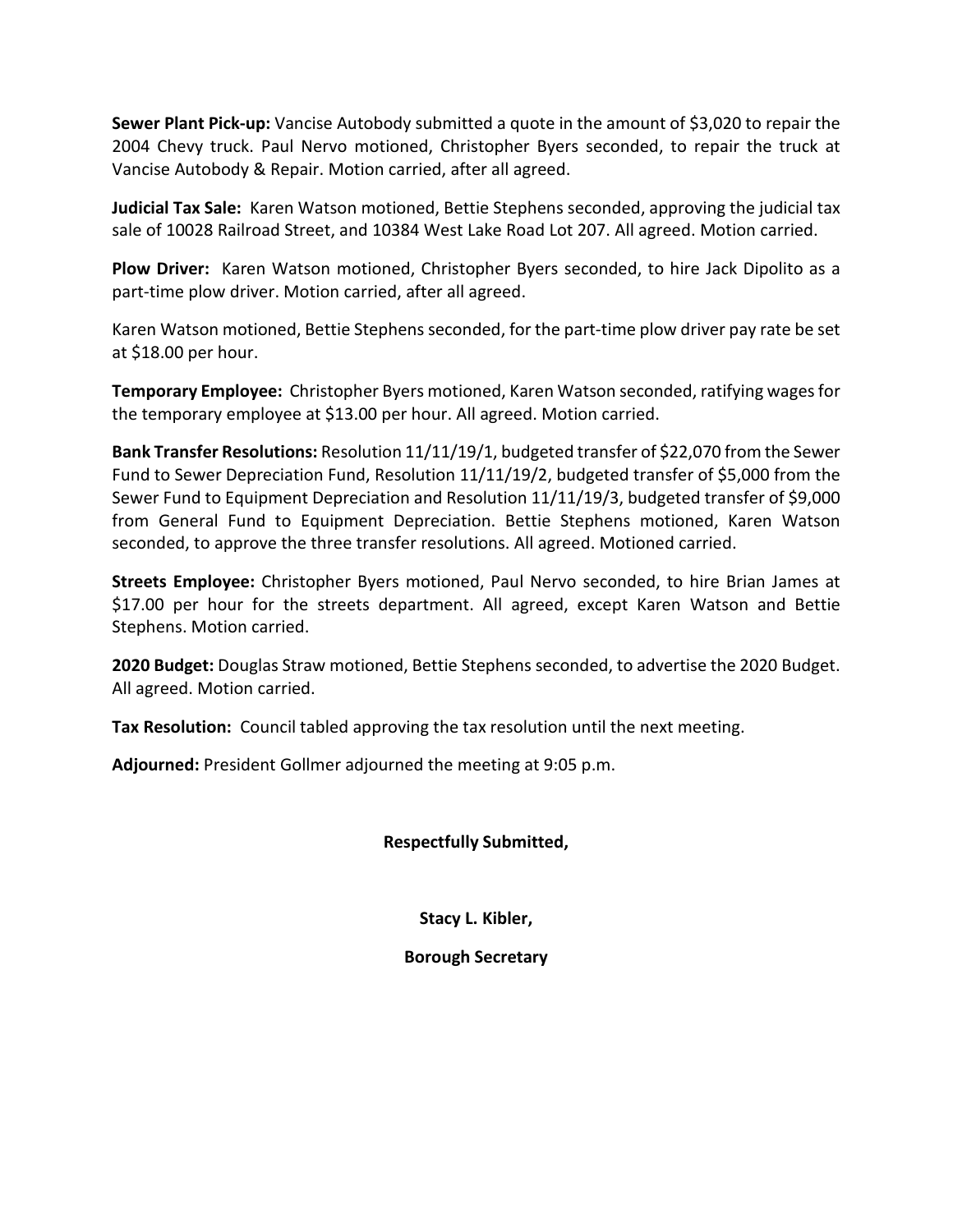**Sewer Plant Pick-up:** Vancise Autobody submitted a quote in the amount of $3,020 to repair the 2004 Chevy truck. Paul Nervo motioned, Christopher Byers seconded, to repair the truck at Vancise Autobody & Repair. Motion carried, after all agreed.

**Judicial Tax Sale:** Karen Watson motioned, Bettie Stephens seconded, approving the judicial tax sale of 10028 Railroad Street, and 10384 West Lake Road Lot 207. All agreed. Motion carried.

**Plow Driver:** Karen Watson motioned, Christopher Byers seconded, to hire Jack Dipolito as a part-time plow driver. Motion carried, after all agreed.

Karen Watson motioned, Bettie Stephens seconded, for the part-time plow driver pay rate be set at $18.00 per hour.

**Temporary Employee:** Christopher Byers motioned, Karen Watson seconded, ratifying wages for the temporary employee at $13.00 per hour. All agreed. Motion carried.

**Bank Transfer Resolutions:** Resolution 11/11/19/1, budgeted transfer of $22,070 from the Sewer Fund to Sewer Depreciation Fund, Resolution 11/11/19/2, budgeted transfer of $5,000 from the Sewer Fund to Equipment Depreciation and Resolution 11/11/19/3, budgeted transfer of $9,000 from General Fund to Equipment Depreciation. Bettie Stephens motioned, Karen Watson seconded, to approve the three transfer resolutions. All agreed. Motioned carried.

**Streets Employee:** Christopher Byers motioned, Paul Nervo seconded, to hire Brian James at $17.00 per hour for the streets department. All agreed, except Karen Watson and Bettie Stephens. Motion carried.

**2020 Budget:** Douglas Straw motioned, Bettie Stephens seconded, to advertise the 2020 Budget. All agreed. Motion carried.

**Tax Resolution:** Council tabled approving the tax resolution until the next meeting.

**Adjourned:** President Gollmer adjourned the meeting at 9:05 p.m.

**Respectfully Submitted,**

**Stacy L. Kibler,**

**Borough Secretary**